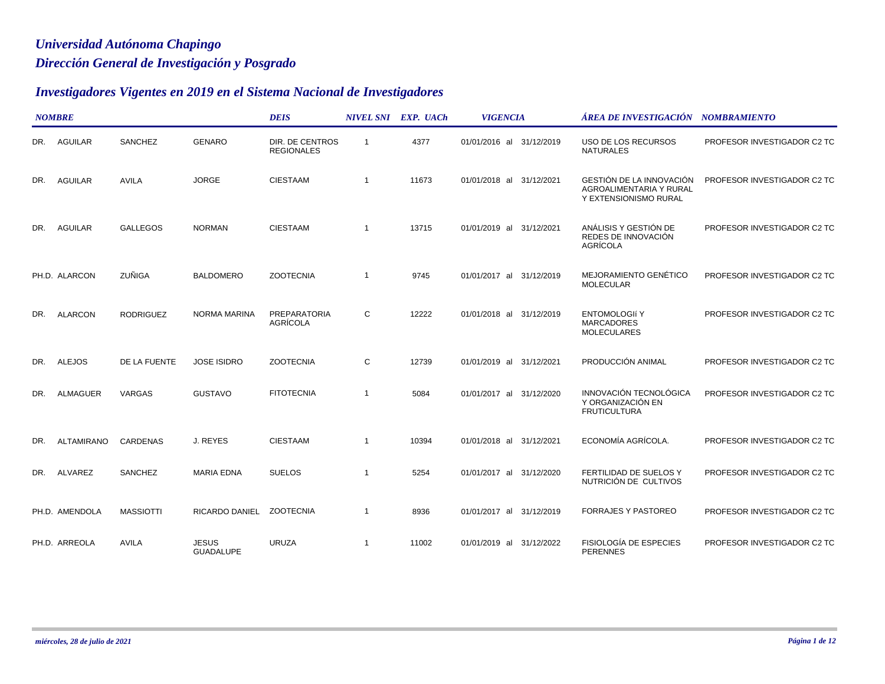# Universidad Autónoma Chapingo

## Dirección General de Investigación y Posgrado

## Investigadores Vigentes en 2019 en el Sistema Nacional de Investigadores

| NOMBRE | | | | DEIS | NIVEL SNI | EXP. UACh | VIGENCIA | ÁREA DE INVESTIGACIÓN | NOMBRAMIENTO |
|---|---|---|---|---|---|---|---|---|---|
| DR. | AGUILAR | SANCHEZ | GENARO | DIR. DE CENTROS REGIONALES | 1 | 4377 | 01/01/2016 al 31/12/2019 | USO DE LOS RECURSOS NATURALES | PROFESOR INVESTIGADOR C2 TC |
| DR. | AGUILAR | AVILA | JORGE | CIESTAAM | 1 | 11673 | 01/01/2018 al 31/12/2021 | GESTIÓN DE LA INNOVACIÓN AGROALIMENTARIA Y RURAL Y EXTENSIONISMO RURAL | PROFESOR INVESTIGADOR C2 TC |
| DR. | AGUILAR | GALLEGOS | NORMAN | CIESTAAM | 1 | 13715 | 01/01/2019 al 31/12/2021 | ANÁLISIS Y GESTIÓN DE REDES DE INNOVACIÓN AGRÍCOLA | PROFESOR INVESTIGADOR C2 TC |
| PH.D. | ALARCON | ZUÑIGA | BALDOMERO | ZOOTECNIA | 1 | 9745 | 01/01/2017 al 31/12/2019 | MEJORAMIENTO GENÉTICO MOLECULAR | PROFESOR INVESTIGADOR C2 TC |
| DR. | ALARCON | RODRIGUEZ | NORMA MARINA | PREPARATORIA AGRÍCOLA | C | 12222 | 01/01/2018 al 31/12/2019 | ENTOMOLOGIÍ Y MARCADORES MOLECULARES | PROFESOR INVESTIGADOR C2 TC |
| DR. | ALEJOS | DE LA FUENTE | JOSE ISIDRO | ZOOTECNIA | C | 12739 | 01/01/2019 al 31/12/2021 | PRODUCCIÓN ANIMAL | PROFESOR INVESTIGADOR C2 TC |
| DR. | ALMAGUER | VARGAS | GUSTAVO | FITOTECNIA | 1 | 5084 | 01/01/2017 al 31/12/2020 | INNOVACIÓN TECNOLÓGICA Y ORGANIZACIÓN EN FRUTICULTURA | PROFESOR INVESTIGADOR C2 TC |
| DR. | ALTAMIRANO | CARDENAS | J. REYES | CIESTAAM | 1 | 10394 | 01/01/2018 al 31/12/2021 | ECONOMÍA AGRÍCOLA. | PROFESOR INVESTIGADOR C2 TC |
| DR. | ALVAREZ | SANCHEZ | MARIA EDNA | SUELOS | 1 | 5254 | 01/01/2017 al 31/12/2020 | FERTILIDAD DE SUELOS Y NUTRICIÓN DE CULTIVOS | PROFESOR INVESTIGADOR C2 TC |
| PH.D. | AMENDOLA | MASSIOTTI | RICARDO DANIEL | ZOOTECNIA | 1 | 8936 | 01/01/2017 al 31/12/2019 | FORRAJES Y PASTOREO | PROFESOR INVESTIGADOR C2 TC |
| PH.D. | ARREOLA | AVILA | JESUS GUADALUPE | URUZA | 1 | 11002 | 01/01/2019 al 31/12/2022 | FISIOLOGÍA DE ESPECIES PERENNES | PROFESOR INVESTIGADOR C2 TC |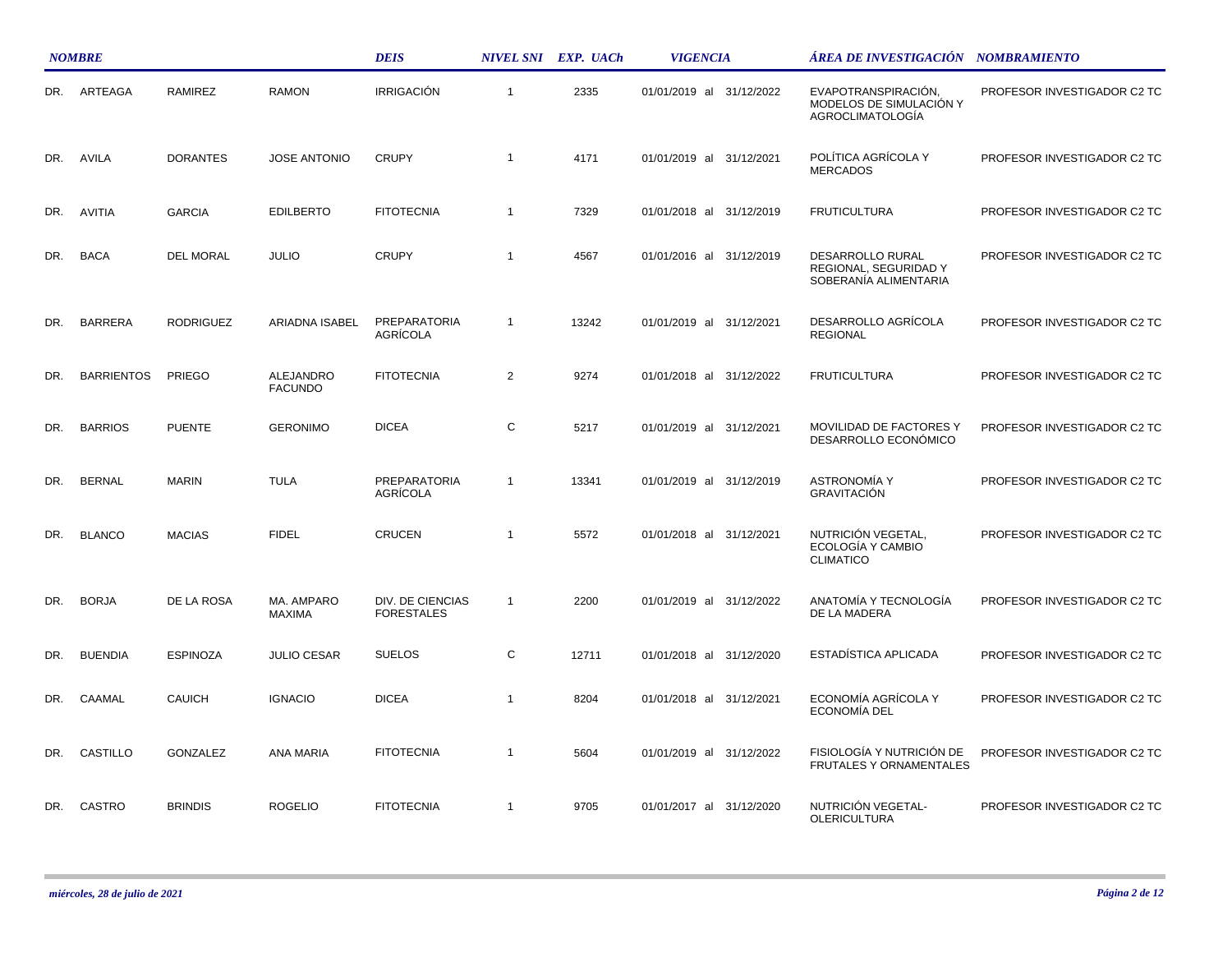| NOMBRE | | | | DEIS | NIVEL SNI | EXP. UACh | VIGENCIA | ÁREA DE INVESTIGACIÓN | NOMBRAMIENTO |
|---|---|---|---|---|---|---|---|---|---|
| DR. | ARTEAGA | RAMIREZ | RAMON | IRRIGACIÓN | 1 | 2335 | 01/01/2019 al 31/12/2022 | EVAPOTRANSPIRACIÓN, MODELOS DE SIMULACIÓN Y AGROCLIMATOLOGÍA | PROFESOR INVESTIGADOR C2 TC |
| DR. | AVILA | DORANTES | JOSE ANTONIO | CRUPY | 1 | 4171 | 01/01/2019 al 31/12/2021 | POLÍTICA AGRÍCOLA Y MERCADOS | PROFESOR INVESTIGADOR C2 TC |
| DR. | AVITIA | GARCIA | EDILBERTO | FITOTECNIA | 1 | 7329 | 01/01/2018 al 31/12/2019 | FRUTICULTURA | PROFESOR INVESTIGADOR C2 TC |
| DR. | BACA | DEL MORAL | JULIO | CRUPY | 1 | 4567 | 01/01/2016 al 31/12/2019 | DESARROLLO RURAL REGIONAL, SEGURIDAD Y SOBERANÍA ALIMENTARIA | PROFESOR INVESTIGADOR C2 TC |
| DR. | BARRERA | RODRIGUEZ | ARIADNA ISABEL | PREPARATORIA AGRÍCOLA | 1 | 13242 | 01/01/2019 al 31/12/2021 | DESARROLLO AGRÍCOLA REGIONAL | PROFESOR INVESTIGADOR C2 TC |
| DR. | BARRIENTOS | PRIEGO | ALEJANDRO FACUNDO | FITOTECNIA | 2 | 9274 | 01/01/2018 al 31/12/2022 | FRUTICULTURA | PROFESOR INVESTIGADOR C2 TC |
| DR. | BARRIOS | PUENTE | GERONIMO | DICEA | C | 5217 | 01/01/2019 al 31/12/2021 | MOVILIDAD DE FACTORES Y DESARROLLO ECONÓMICO | PROFESOR INVESTIGADOR C2 TC |
| DR. | BERNAL | MARIN | TULA | PREPARATORIA AGRÍCOLA | 1 | 13341 | 01/01/2019 al 31/12/2019 | ASTRONOMÍA Y GRAVITACIÓN | PROFESOR INVESTIGADOR C2 TC |
| DR. | BLANCO | MACIAS | FIDEL | CRUCEN | 1 | 5572 | 01/01/2018 al 31/12/2021 | NUTRICIÓN VEGETAL, ECOLOGÍA Y CAMBIO CLIMATICO | PROFESOR INVESTIGADOR C2 TC |
| DR. | BORJA | DE LA ROSA | MA. AMPARO MAXIMA | DIV. DE CIENCIAS FORESTALES | 1 | 2200 | 01/01/2019 al 31/12/2022 | ANATOMÍA Y TECNOLOGÍA DE LA MADERA | PROFESOR INVESTIGADOR C2 TC |
| DR. | BUENDIA | ESPINOZA | JULIO CESAR | SUELOS | C | 12711 | 01/01/2018 al 31/12/2020 | ESTADÍSTICA APLICADA | PROFESOR INVESTIGADOR C2 TC |
| DR. | CAAMAL | CAUICH | IGNACIO | DICEA | 1 | 8204 | 01/01/2018 al 31/12/2021 | ECONOMÍA AGRÍCOLA Y ECONOMÍA DEL | PROFESOR INVESTIGADOR C2 TC |
| DR. | CASTILLO | GONZALEZ | ANA MARIA | FITOTECNIA | 1 | 5604 | 01/01/2019 al 31/12/2022 | FISIOLOGÍA Y NUTRICIÓN DE FRUTALES Y ORNAMENTALES | PROFESOR INVESTIGADOR C2 TC |
| DR. | CASTRO | BRINDIS | ROGELIO | FITOTECNIA | 1 | 9705 | 01/01/2017 al 31/12/2020 | NUTRICIÓN VEGETAL-OLERICULTURA | PROFESOR INVESTIGADOR C2 TC |

*miércoles, 28 de julio de 2021*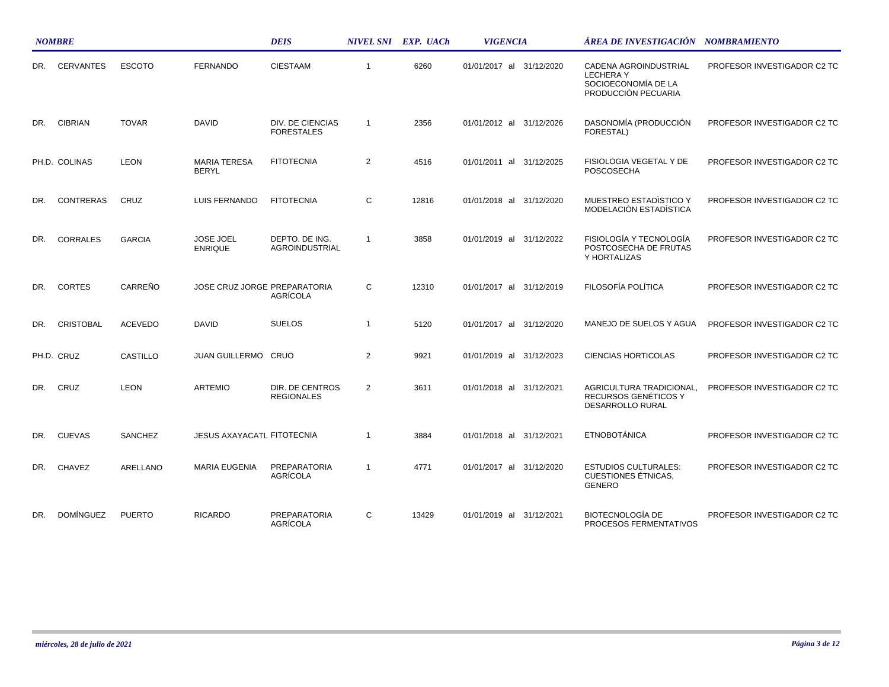| NOMBRE | | | | DEIS | NIVEL SNI | EXP. UACh | VIGENCIA | ÁREA DE INVESTIGACIÓN | NOMBRAMIENTO |
|---|---|---|---|---|---|---|---|---|---|
| DR. | CERVANTES | ESCOTO | FERNANDO | CIESTAAM | 1 | 6260 | 01/01/2017 al 31/12/2020 | CADENA AGROINDUSTRIAL LECHERA Y SOCIOECONOMÍA DE LA PRODUCCIÓN PECUARIA | PROFESOR INVESTIGADOR C2 TC |
| DR. | CIBRIAN | TOVAR | DAVID | DIV. DE CIENCIAS FORESTALES | 1 | 2356 | 01/01/2012 al 31/12/2026 | DASONOMÍA (PRODUCCIÓN FORESTAL) | PROFESOR INVESTIGADOR C2 TC |
| PH.D. | COLINAS | LEON | MARIA TERESA BERYL | FITOTECNIA | 2 | 4516 | 01/01/2011 al 31/12/2025 | FISIOLOGIA VEGETAL Y DE POSCOSECHA | PROFESOR INVESTIGADOR C2 TC |
| DR. | CONTRERAS | CRUZ | LUIS FERNANDO | FITOTECNIA | C | 12816 | 01/01/2018 al 31/12/2020 | MUESTREO ESTADÌSTICO Y MODELACIÒN ESTADÌSTICA | PROFESOR INVESTIGADOR C2 TC |
| DR. | CORRALES | GARCIA | JOSE JOEL ENRIQUE | DEPTO. DE ING. AGROINDUSTRIAL | 1 | 3858 | 01/01/2019 al 31/12/2022 | FISIOLOGÍA Y TECNOLOGÍA POSTCOSECHA DE FRUTAS Y HORTALIZAS | PROFESOR INVESTIGADOR C2 TC |
| DR. | CORTES | CARREÑO | JOSE CRUZ JORGE | PREPARATORIA AGRÍCOLA | C | 12310 | 01/01/2017 al 31/12/2019 | FILOSOFÍA POLÍTICA | PROFESOR INVESTIGADOR C2 TC |
| DR. | CRISTOBAL | ACEVEDO | DAVID | SUELOS | 1 | 5120 | 01/01/2017 al 31/12/2020 | MANEJO DE SUELOS Y AGUA | PROFESOR INVESTIGADOR C2 TC |
| PH.D. | CRUZ | CASTILLO | JUAN GUILLERMO | CRUO | 2 | 9921 | 01/01/2019 al 31/12/2023 | CIENCIAS HORTICOLAS | PROFESOR INVESTIGADOR C2 TC |
| DR. | CRUZ | LEON | ARTEMIO | DIR. DE CENTROS REGIONALES | 2 | 3611 | 01/01/2018 al 31/12/2021 | AGRICULTURA TRADICIONAL, RECURSOS GENÉTICOS Y DESARROLLO RURAL | PROFESOR INVESTIGADOR C2 TC |
| DR. | CUEVAS | SANCHEZ | JESUS AXAYACATL | FITOTECNIA | 1 | 3884 | 01/01/2018 al 31/12/2021 | ETNOBOTÁNICA | PROFESOR INVESTIGADOR C2 TC |
| DR. | CHAVEZ | ARELLANO | MARIA EUGENIA | PREPARATORIA AGRÍCOLA | 1 | 4771 | 01/01/2017 al 31/12/2020 | ESTUDIOS CULTURALES: CUESTIONES ÉTNICAS, GENERO | PROFESOR INVESTIGADOR C2 TC |
| DR. | DOMÍNGUEZ | PUERTO | RICARDO | PREPARATORIA AGRÍCOLA | C | 13429 | 01/01/2019 al 31/12/2021 | BIOTECNOLOGÍA DE PROCESOS FERMENTATIVOS | PROFESOR INVESTIGADOR C2 TC |

*miércoles, 28 de julio de 2021*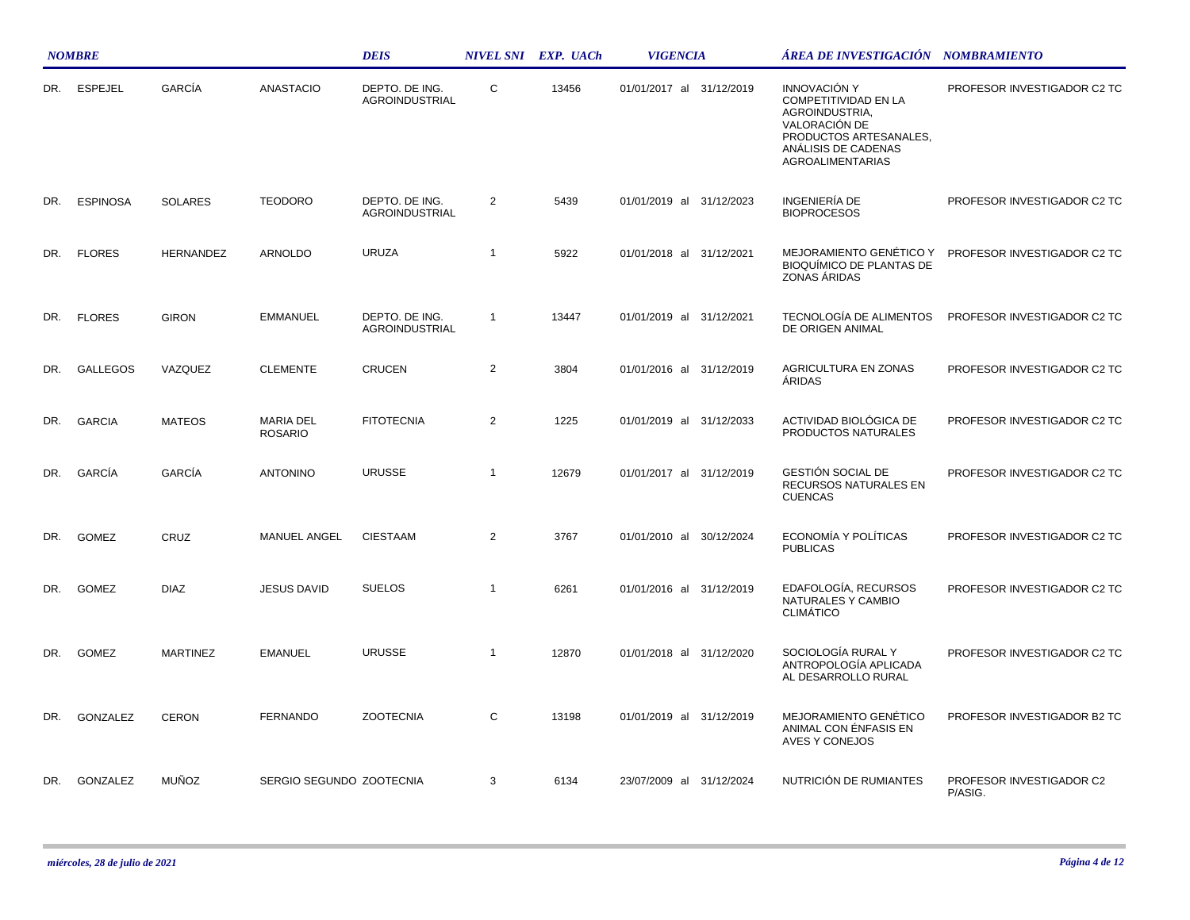| NOMBRE | | | | DEIS | NIVEL SNI | EXP. UACh | VIGENCIA | ÁREA DE INVESTIGACIÓN | NOMBRAMIENTO |
|---|---|---|---|---|---|---|---|---|---|
| DR. | ESPEJEL | GARCÍA | ANASTACIO | DEPTO. DE ING. AGROINDUSTRIAL | C | 13456 | 01/01/2017 al 31/12/2019 | INNOVACIÓN Y COMPETITIVIDAD EN LA AGROINDUSTRIA, VALORACIÓN DE PRODUCTOS ARTESANALES, ANÁLISIS DE CADENAS AGROALIMENTARIAS | PROFESOR INVESTIGADOR C2 TC |
| DR. | ESPINOSA | SOLARES | TEODORO | DEPTO. DE ING. AGROINDUSTRIAL | 2 | 5439 | 01/01/2019 al 31/12/2023 | INGENIERÍA DE BIOPROCESOS | PROFESOR INVESTIGADOR C2 TC |
| DR. | FLORES | HERNANDEZ | ARNOLDO | URUZA | 1 | 5922 | 01/01/2018 al 31/12/2021 | MEJORAMIENTO GENÉTICO Y BIOQUÍMICO DE PLANTAS DE ZONAS ÁRIDAS | PROFESOR INVESTIGADOR C2 TC |
| DR. | FLORES | GIRON | EMMANUEL | DEPTO. DE ING. AGROINDUSTRIAL | 1 | 13447 | 01/01/2019 al 31/12/2021 | TECNOLOGÍA DE ALIMENTOS DE ORIGEN ANIMAL | PROFESOR INVESTIGADOR C2 TC |
| DR. | GALLEGOS | VAZQUEZ | CLEMENTE | CRUCEN | 2 | 3804 | 01/01/2016 al 31/12/2019 | AGRICULTURA EN ZONAS ÁRIDAS | PROFESOR INVESTIGADOR C2 TC |
| DR. | GARCIA | MATEOS | MARIA DEL ROSARIO | FITOTECNIA | 2 | 1225 | 01/01/2019 al 31/12/2033 | ACTIVIDAD BIOLÓGICA DE PRODUCTOS NATURALES | PROFESOR INVESTIGADOR C2 TC |
| DR. | GARCÍA | GARCÍA | ANTONINO | URUSSE | 1 | 12679 | 01/01/2017 al 31/12/2019 | GESTIÓN SOCIAL DE RECURSOS NATURALES EN CUENCAS | PROFESOR INVESTIGADOR C2 TC |
| DR. | GOMEZ | CRUZ | MANUEL ANGEL | CIESTAAM | 2 | 3767 | 01/01/2010 al 30/12/2024 | ECONOMÍA Y POLÍTICAS PUBLICAS | PROFESOR INVESTIGADOR C2 TC |
| DR. | GOMEZ | DIAZ | JESUS DAVID | SUELOS | 1 | 6261 | 01/01/2016 al 31/12/2019 | EDAFOLOGÍA, RECURSOS NATURALES Y CAMBIO CLIMÁTICO | PROFESOR INVESTIGADOR C2 TC |
| DR. | GOMEZ | MARTINEZ | EMANUEL | URUSSE | 1 | 12870 | 01/01/2018 al 31/12/2020 | SOCIOLOGÍA RURAL Y ANTROPOLOGÍA APLICADA AL DESARROLLO RURAL | PROFESOR INVESTIGADOR C2 TC |
| DR. | GONZALEZ | CERON | FERNANDO | ZOOTECNIA | C | 13198 | 01/01/2019 al 31/12/2019 | MEJORAMIENTO GENÉTICO ANIMAL CON ÉNFASIS EN AVES Y CONEJOS | PROFESOR INVESTIGADOR B2 TC |
| DR. | GONZALEZ | MUÑOZ | SERGIO SEGUNDO | ZOOTECNIA | 3 | 6134 | 23/07/2009 al 31/12/2024 | NUTRICIÓN DE RUMIANTES | PROFESOR INVESTIGADOR C2 P/ASIG. |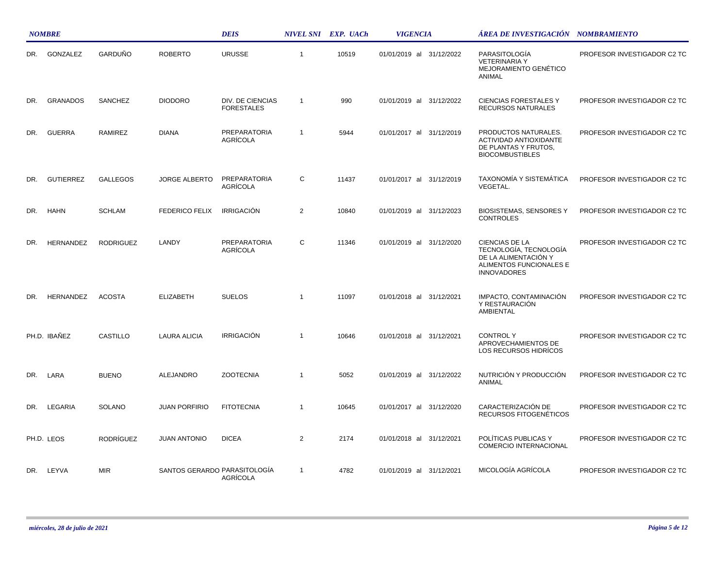| NOMBRE | | | | DEIS | NIVEL SNI | EXP. UACh | VIGENCIA | ÁREA DE INVESTIGACIÓN | NOMBRAMIENTO |
|---|---|---|---|---|---|---|---|---|---|
| DR. | GONZALEZ | GARDUÑO | ROBERTO | URUSSE | 1 | 10519 | 01/01/2019 al 31/12/2022 | PARASITOLOGÍA VETERINARIA Y MEJORAMIENTO GENÉTICO ANIMAL | PROFESOR INVESTIGADOR C2 TC |
| DR. | GRANADOS | SANCHEZ | DIODORO | DIV. DE CIENCIAS FORESTALES | 1 | 990 | 01/01/2019 al 31/12/2022 | CIENCIAS FORESTALES Y RECURSOS NATURALES | PROFESOR INVESTIGADOR C2 TC |
| DR. | GUERRA | RAMIREZ | DIANA | PREPARATORIA AGRÍCOLA | 1 | 5944 | 01/01/2017 al 31/12/2019 | PRODUCTOS NATURALES. ACTIVIDAD ANTIOXIDANTE DE PLANTAS Y FRUTOS, BIOCOMBUSTIBLES | PROFESOR INVESTIGADOR C2 TC |
| DR. | GUTIERREZ | GALLEGOS | JORGE ALBERTO | PREPARATORIA AGRÍCOLA | C | 11437 | 01/01/2017 al 31/12/2019 | TAXONOMÍA Y SISTEMÁTICA VEGETAL. | PROFESOR INVESTIGADOR C2 TC |
| DR. | HAHN | SCHLAM | FEDERICO FELIX | IRRIGACIÓN | 2 | 10840 | 01/01/2019 al 31/12/2023 | BIOSISTEMAS, SENSORES Y CONTROLES | PROFESOR INVESTIGADOR C2 TC |
| DR. | HERNANDEZ | RODRIGUEZ | LANDY | PREPARATORIA AGRÍCOLA | C | 11346 | 01/01/2019 al 31/12/2020 | CIENCIAS DE LA TECNOLOGÍA, TECNOLOGÍA DE LA ALIMENTACIÓN Y ALIMENTOS FUNCIONALES E INNOVADORES | PROFESOR INVESTIGADOR C2 TC |
| DR. | HERNANDEZ | ACOSTA | ELIZABETH | SUELOS | 1 | 11097 | 01/01/2018 al 31/12/2021 | IMPACTO, CONTAMINACIÓN Y RESTAURACIÓN AMBIENTAL | PROFESOR INVESTIGADOR C2 TC |
| PH.D. | IBAÑEZ | CASTILLO | LAURA ALICIA | IRRIGACIÓN | 1 | 10646 | 01/01/2018 al 31/12/2021 | CONTROL Y APROVECHAMIENTOS DE LOS RECURSOS HIDRÍCOS | PROFESOR INVESTIGADOR C2 TC |
| DR. | LARA | BUENO | ALEJANDRO | ZOOTECNIA | 1 | 5052 | 01/01/2019 al 31/12/2022 | NUTRICIÓN Y PRODUCCIÓN ANIMAL | PROFESOR INVESTIGADOR C2 TC |
| DR. | LEGARIA | SOLANO | JUAN PORFIRIO | FITOTECNIA | 1 | 10645 | 01/01/2017 al 31/12/2020 | CARACTERIZACIÓN DE RECURSOS FITOGENÉTICOS | PROFESOR INVESTIGADOR C2 TC |
| PH.D. | LEOS | RODRÍGUEZ | JUAN ANTONIO | DICEA | 2 | 2174 | 01/01/2018 al 31/12/2021 | POLÍTICAS PUBLICAS Y COMERCIO INTERNACIONAL | PROFESOR INVESTIGADOR C2 TC |
| DR. | LEYVA | MIR | SANTOS GERARDO | PARASITOLOGÍA AGRÍCOLA | 1 | 4782 | 01/01/2019 al 31/12/2021 | MICOLOGÍA AGRÍCOLA | PROFESOR INVESTIGADOR C2 TC |

*miércoles, 28 de julio de 2021*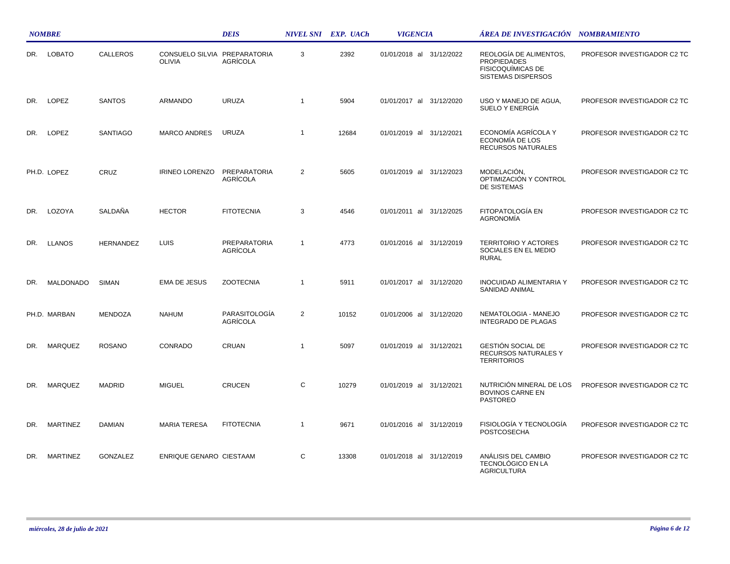| NOMBRE | | | | DEIS | NIVEL SNI | EXP. UACh | VIGENCIA | ÁREA DE INVESTIGACIÓN | NOMBRAMIENTO |
|---|---|---|---|---|---|---|---|---|---|
| DR. | LOBATO | CALLEROS | CONSUELO SILVIA OLIVIA | PREPARATORIA AGRÍCOLA | 3 | 2392 | 01/01/2018 al 31/12/2022 | REOLOGÍA DE ALIMENTOS, PROPIEDADES FISICOQUÍMICAS DE SISTEMAS DISPERSOS | PROFESOR INVESTIGADOR C2 TC |
| DR. | LOPEZ | SANTOS | ARMANDO | URUZA | 1 | 5904 | 01/01/2017 al 31/12/2020 | USO Y MANEJO DE AGUA, SUELO Y ENERGÍA | PROFESOR INVESTIGADOR C2 TC |
| DR. | LOPEZ | SANTIAGO | MARCO ANDRES | URUZA | 1 | 12684 | 01/01/2019 al 31/12/2021 | ECONOMÍA AGRÍCOLA Y ECONOMÍA DE LOS RECURSOS NATURALES | PROFESOR INVESTIGADOR C2 TC |
| PH.D. | LOPEZ | CRUZ | IRINEO LORENZO | PREPARATORIA AGRÍCOLA | 2 | 5605 | 01/01/2019 al 31/12/2023 | MODELACIÓN, OPTIMIZACIÓN Y CONTROL DE SISTEMAS | PROFESOR INVESTIGADOR C2 TC |
| DR. | LOZOYA | SALDAÑA | HECTOR | FITOTECNIA | 3 | 4546 | 01/01/2011 al 31/12/2025 | FITOPATOLOGÍA EN AGRONOMÍA | PROFESOR INVESTIGADOR C2 TC |
| DR. | LLANOS | HERNANDEZ | LUIS | PREPARATORIA AGRÍCOLA | 1 | 4773 | 01/01/2016 al 31/12/2019 | TERRITORIO Y ACTORES SOCIALES EN EL MEDIO RURAL | PROFESOR INVESTIGADOR C2 TC |
| DR. | MALDONADO | SIMAN | EMA DE JESUS | ZOOTECNIA | 1 | 5911 | 01/01/2017 al 31/12/2020 | INOCUIDAD ALIMENTARIA Y SANIDAD ANIMAL | PROFESOR INVESTIGADOR C2 TC |
| PH.D. | MARBAN | MENDOZA | NAHUM | PARASITOLOGÍA AGRÍCOLA | 2 | 10152 | 01/01/2006 al 31/12/2020 | NEMATOLOGIA - MANEJO INTEGRADO DE PLAGAS | PROFESOR INVESTIGADOR C2 TC |
| DR. | MARQUEZ | ROSANO | CONRADO | CRUAN | 1 | 5097 | 01/01/2019 al 31/12/2021 | GESTIÓN SOCIAL DE RECURSOS NATURALES Y TERRITORIOS | PROFESOR INVESTIGADOR C2 TC |
| DR. | MARQUEZ | MADRID | MIGUEL | CRUCEN | C | 10279 | 01/01/2019 al 31/12/2021 | NUTRICIÓN MINERAL DE LOS BOVINOS CARNE EN PASTOREO | PROFESOR INVESTIGADOR C2 TC |
| DR. | MARTINEZ | DAMIAN | MARIA TERESA | FITOTECNIA | 1 | 9671 | 01/01/2016 al 31/12/2019 | FISIOLOGÍA Y TECNOLOGÍA POSTCOSECHA | PROFESOR INVESTIGADOR C2 TC |
| DR. | MARTINEZ | GONZALEZ | ENRIQUE GENARO | CIESTAAM | C | 13308 | 01/01/2018 al 31/12/2019 | ANÁLISIS DEL CAMBIO TECNOLÓGICO EN LA AGRICULTURA | PROFESOR INVESTIGADOR C2 TC |

*miércoles, 28 de julio de 2021*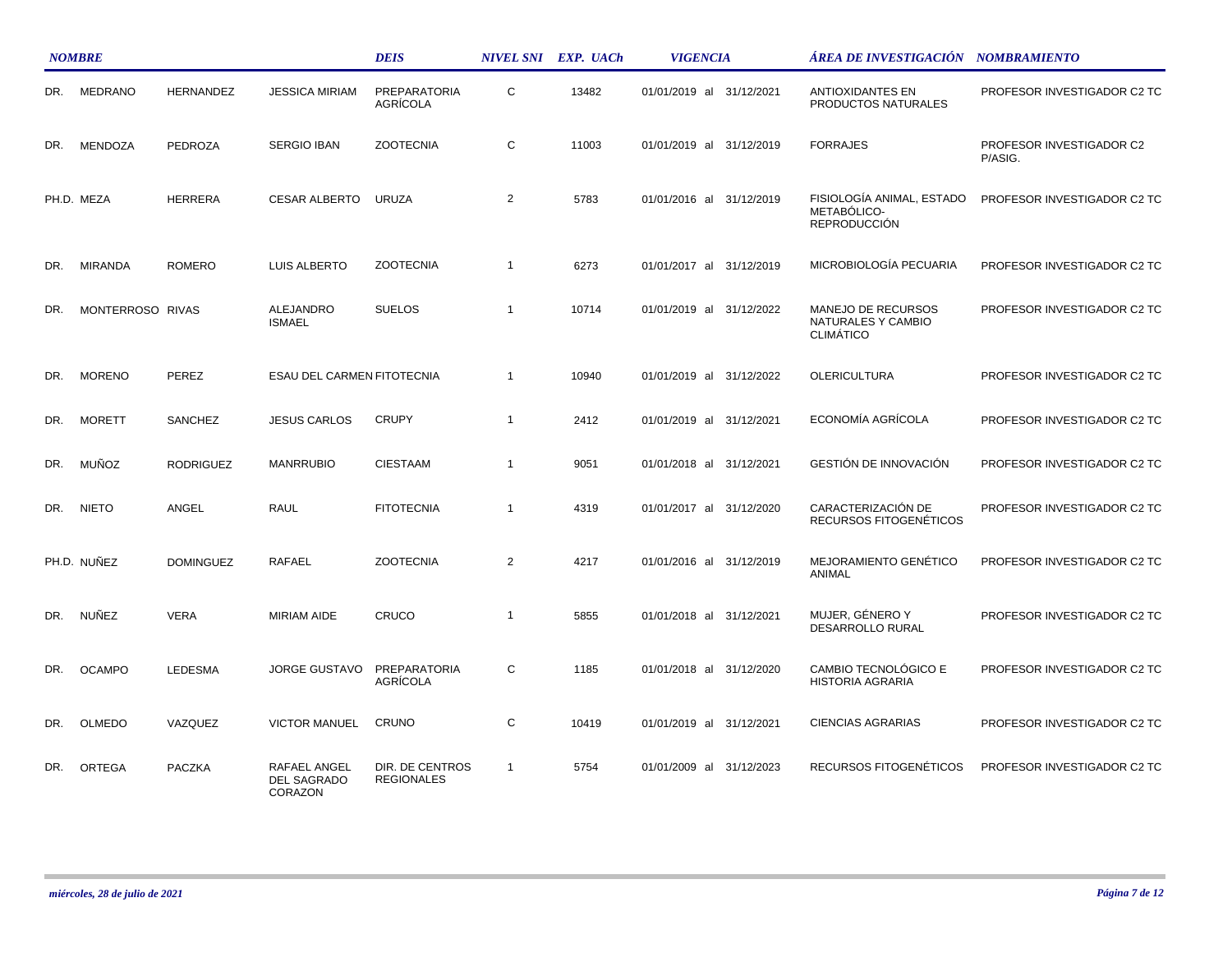| NOMBRE | | | | DEIS | NIVEL SNI | EXP. UACh | VIGENCIA | ÁREA DE INVESTIGACIÓN | NOMBRAMIENTO |
|---|---|---|---|---|---|---|---|---|---|
| DR. | MEDRANO | HERNANDEZ | JESSICA MIRIAM | PREPARATORIA AGRÍCOLA | C | 13482 | 01/01/2019 al 31/12/2021 | ANTIOXIDANTES EN PRODUCTOS NATURALES | PROFESOR INVESTIGADOR C2 TC |
| DR. | MENDOZA | PEDROZA | SERGIO IBAN | ZOOTECNIA | C | 11003 | 01/01/2019 al 31/12/2019 | FORRAJES | PROFESOR INVESTIGADOR C2 P/ASIG. |
| PH.D. | MEZA | HERRERA | CESAR ALBERTO | URUZA | 2 | 5783 | 01/01/2016 al 31/12/2019 | FISIOLOGÍA ANIMAL, ESTADO METABÓLICO-REPRODUCCIÓN | PROFESOR INVESTIGADOR C2 TC |
| DR. | MIRANDA | ROMERO | LUIS ALBERTO | ZOOTECNIA | 1 | 6273 | 01/01/2017 al 31/12/2019 | MICROBIOLOGÍA PECUARIA | PROFESOR INVESTIGADOR C2 TC |
| DR. | MONTERROSO | RIVAS | ALEJANDRO ISMAEL | SUELOS | 1 | 10714 | 01/01/2019 al 31/12/2022 | MANEJO DE RECURSOS NATURALES Y CAMBIO CLIMÁTICO | PROFESOR INVESTIGADOR C2 TC |
| DR. | MORENO | PEREZ | ESAU DEL CARMEN | FITOTECNIA | 1 | 10940 | 01/01/2019 al 31/12/2022 | OLERICULTURA | PROFESOR INVESTIGADOR C2 TC |
| DR. | MORETT | SANCHEZ | JESUS CARLOS | CRUPY | 1 | 2412 | 01/01/2019 al 31/12/2021 | ECONOMÍA AGRÍCOLA | PROFESOR INVESTIGADOR C2 TC |
| DR. | MUÑOZ | RODRIGUEZ | MANRRUBIO | CIESTAAM | 1 | 9051 | 01/01/2018 al 31/12/2021 | GESTIÓN DE INNOVACIÓN | PROFESOR INVESTIGADOR C2 TC |
| DR. | NIETO | ANGEL | RAUL | FITOTECNIA | 1 | 4319 | 01/01/2017 al 31/12/2020 | CARACTERIZACIÓN DE RECURSOS FITOGENÉTICOS | PROFESOR INVESTIGADOR C2 TC |
| PH.D. | NUÑEZ | DOMINGUEZ | RAFAEL | ZOOTECNIA | 2 | 4217 | 01/01/2016 al 31/12/2019 | MEJORAMIENTO GENÉTICO ANIMAL | PROFESOR INVESTIGADOR C2 TC |
| DR. | NUÑEZ | VERA | MIRIAM AIDE | CRUCO | 1 | 5855 | 01/01/2018 al 31/12/2021 | MUJER, GÉNERO Y DESARROLLO RURAL | PROFESOR INVESTIGADOR C2 TC |
| DR. | OCAMPO | LEDESMA | JORGE GUSTAVO | PREPARATORIA AGRÍCOLA | C | 1185 | 01/01/2018 al 31/12/2020 | CAMBIO TECNOLÓGICO E HISTORIA AGRARIA | PROFESOR INVESTIGADOR C2 TC |
| DR. | OLMEDO | VAZQUEZ | VICTOR MANUEL | CRUNO | C | 10419 | 01/01/2019 al 31/12/2021 | CIENCIAS AGRARIAS | PROFESOR INVESTIGADOR C2 TC |
| DR. | ORTEGA | PACZKA | RAFAEL ANGEL DEL SAGRADO CORAZON | DIR. DE CENTROS REGIONALES | 1 | 5754 | 01/01/2009 al 31/12/2023 | RECURSOS FITOGENÉTICOS | PROFESOR INVESTIGADOR C2 TC |

*miércoles, 28 de julio de 2021*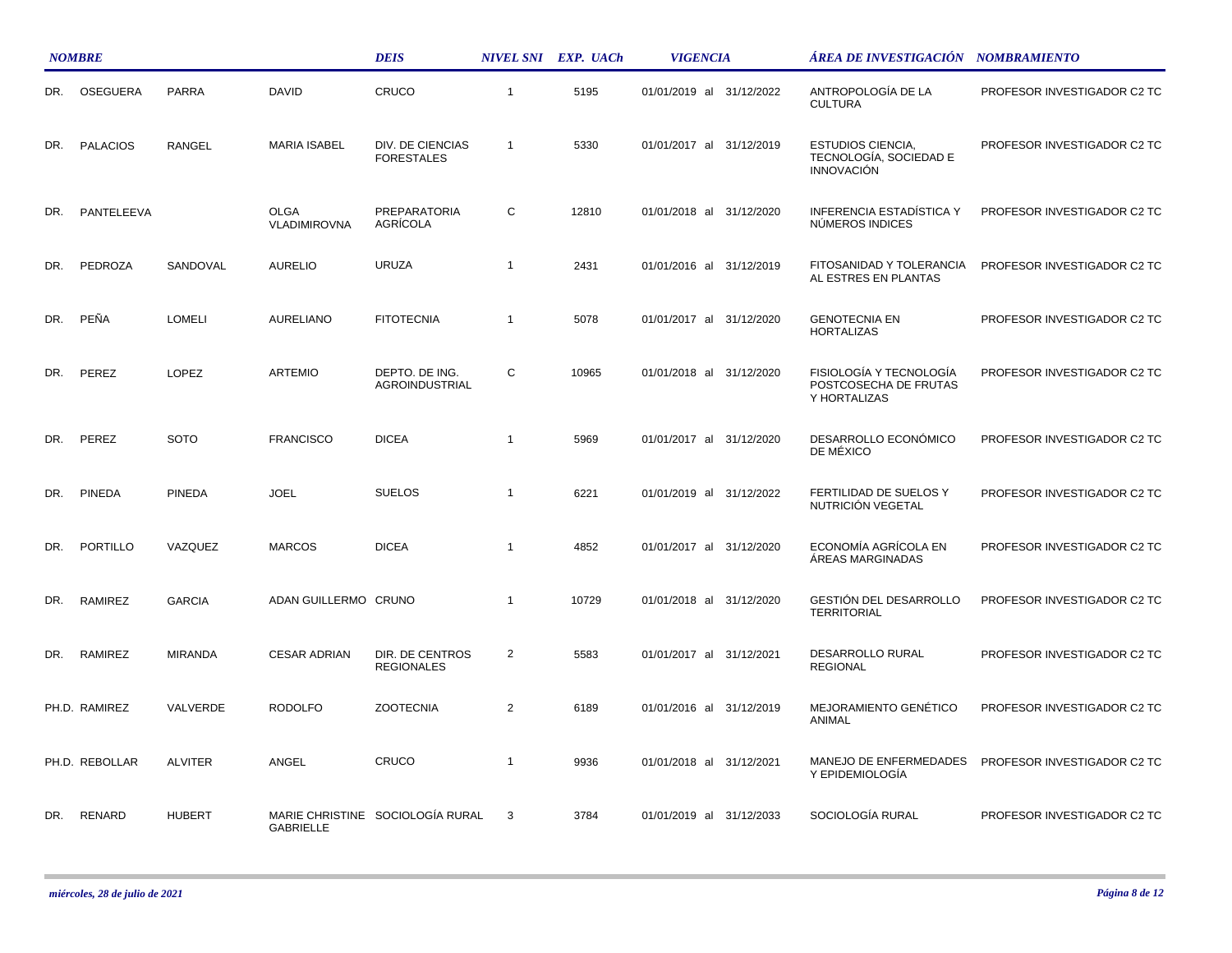| NOMBRE | | | | DEIS | NIVEL SNI | EXP. UACh | VIGENCIA | ÁREA DE INVESTIGACIÓN | NOMBRAMIENTO |
|---|---|---|---|---|---|---|---|---|---|
| DR. | OSEGUERA | PARRA | DAVID | CRUCO | 1 | 5195 | 01/01/2019 al 31/12/2022 | ANTROPOLOGÍA DE LA CULTURA | PROFESOR INVESTIGADOR C2 TC |
| DR. | PALACIOS | RANGEL | MARIA ISABEL | DIV. DE CIENCIAS FORESTALES | 1 | 5330 | 01/01/2017 al 31/12/2019 | ESTUDIOS CIENCIA, TECNOLOGÍA, SOCIEDAD E INNOVACIÓN | PROFESOR INVESTIGADOR C2 TC |
| DR. | PANTELEEVA | | OLGA VLADIMIROVNA | PREPARATORIA AGRÍCOLA | C | 12810 | 01/01/2018 al 31/12/2020 | INFERENCIA ESTADÍSTICA Y NÚMEROS INDICES | PROFESOR INVESTIGADOR C2 TC |
| DR. | PEDROZA | SANDOVAL | AURELIO | URUZA | 1 | 2431 | 01/01/2016 al 31/12/2019 | FITOSANIDAD Y TOLERANCIA AL ESTRES EN PLANTAS | PROFESOR INVESTIGADOR C2 TC |
| DR. | PEÑA | LOMELI | AURELIANO | FITOTECNIA | 1 | 5078 | 01/01/2017 al 31/12/2020 | GENOTECNIA EN HORTALIZAS | PROFESOR INVESTIGADOR C2 TC |
| DR. | PEREZ | LOPEZ | ARTEMIO | DEPTO. DE ING. AGROINDUSTRIAL | C | 10965 | 01/01/2018 al 31/12/2020 | FISIOLOGÍA Y TECNOLOGÍA POSTCOSECHA DE FRUTAS Y HORTALIZAS | PROFESOR INVESTIGADOR C2 TC |
| DR. | PEREZ | SOTO | FRANCISCO | DICEA | 1 | 5969 | 01/01/2017 al 31/12/2020 | DESARROLLO ECONÓMICO DE MÉXICO | PROFESOR INVESTIGADOR C2 TC |
| DR. | PINEDA | PINEDA | JOEL | SUELOS | 1 | 6221 | 01/01/2019 al 31/12/2022 | FERTILIDAD DE SUELOS Y NUTRICIÓN VEGETAL | PROFESOR INVESTIGADOR C2 TC |
| DR. | PORTILLO | VAZQUEZ | MARCOS | DICEA | 1 | 4852 | 01/01/2017 al 31/12/2020 | ECONOMÍA AGRÍCOLA EN ÁREAS MARGINADAS | PROFESOR INVESTIGADOR C2 TC |
| DR. | RAMIREZ | GARCIA | ADAN GUILLERMO | CRUNO | 1 | 10729 | 01/01/2018 al 31/12/2020 | GESTIÓN DEL DESARROLLO TERRITORIAL | PROFESOR INVESTIGADOR C2 TC |
| DR. | RAMIREZ | MIRANDA | CESAR ADRIAN | DIR. DE CENTROS REGIONALES | 2 | 5583 | 01/01/2017 al 31/12/2021 | DESARROLLO RURAL REGIONAL | PROFESOR INVESTIGADOR C2 TC |
| PH.D. | RAMIREZ | VALVERDE | RODOLFO | ZOOTECNIA | 2 | 6189 | 01/01/2016 al 31/12/2019 | MEJORAMIENTO GENÉTICO ANIMAL | PROFESOR INVESTIGADOR C2 TC |
| PH.D. | REBOLLAR | ALVITER | ANGEL | CRUCO | 1 | 9936 | 01/01/2018 al 31/12/2021 | MANEJO DE ENFERMEDADES Y EPIDEMIOLOGÍA | PROFESOR INVESTIGADOR C2 TC |
| DR. | RENARD | HUBERT | MARIE CHRISTINE GABRIELLE | SOCIOLOGÍA RURAL | 3 | 3784 | 01/01/2019 al 31/12/2033 | SOCIOLOGÍA RURAL | PROFESOR INVESTIGADOR C2 TC |

*miércoles, 28 de julio de 2021*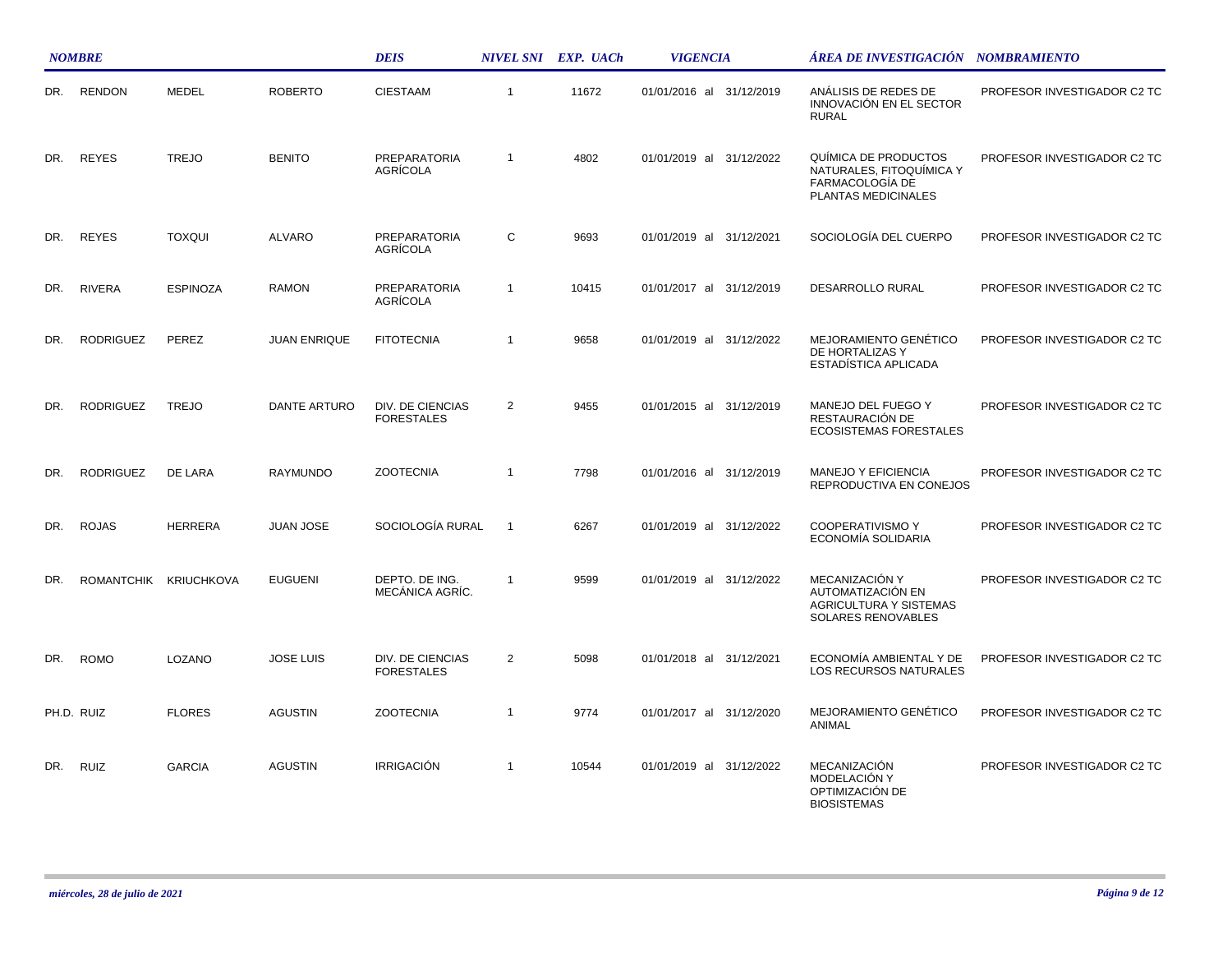| NOMBRE | | | | DEIS | NIVEL SNI | EXP. UACh | VIGENCIA | ÁREA DE INVESTIGACIÓN | NOMBRAMIENTO |
|---|---|---|---|---|---|---|---|---|---|
| DR. | RENDON | MEDEL | ROBERTO | CIESTAAM | 1 | 11672 | 01/01/2016 al 31/12/2019 | ANÁLISIS DE REDES DE INNOVACIÓN EN EL SECTOR RURAL | PROFESOR INVESTIGADOR C2 TC |
| DR. | REYES | TREJO | BENITO | PREPARATORIA AGRÍCOLA | 1 | 4802 | 01/01/2019 al 31/12/2022 | QUÍMICA DE PRODUCTOS NATURALES, FITOQUÍMICA Y FARMACOLOGÍA DE PLANTAS MEDICINALES | PROFESOR INVESTIGADOR C2 TC |
| DR. | REYES | TOXQUI | ALVARO | PREPARATORIA AGRÍCOLA | C | 9693 | 01/01/2019 al 31/12/2021 | SOCIOLOGÍA DEL CUERPO | PROFESOR INVESTIGADOR C2 TC |
| DR. | RIVERA | ESPINOZA | RAMON | PREPARATORIA AGRÍCOLA | 1 | 10415 | 01/01/2017 al 31/12/2019 | DESARROLLO RURAL | PROFESOR INVESTIGADOR C2 TC |
| DR. | RODRIGUEZ | PEREZ | JUAN ENRIQUE | FITOTECNIA | 1 | 9658 | 01/01/2019 al 31/12/2022 | MEJORAMIENTO GENÉTICO DE HORTALIZAS Y ESTADÍSTICA APLICADA | PROFESOR INVESTIGADOR C2 TC |
| DR. | RODRIGUEZ | TREJO | DANTE ARTURO | DIV. DE CIENCIAS FORESTALES | 2 | 9455 | 01/01/2015 al 31/12/2019 | MANEJO DEL FUEGO Y RESTAURACIÓN DE ECOSISTEMAS FORESTALES | PROFESOR INVESTIGADOR C2 TC |
| DR. | RODRIGUEZ | DE LARA | RAYMUNDO | ZOOTECNIA | 1 | 7798 | 01/01/2016 al 31/12/2019 | MANEJO Y EFICIENCIA REPRODUCTIVA EN CONEJOS | PROFESOR INVESTIGADOR C2 TC |
| DR. | ROJAS | HERRERA | JUAN JOSE | SOCIOLOGÍA RURAL | 1 | 6267 | 01/01/2019 al 31/12/2022 | COOPERATIVISMO Y ECONOMÍA SOLIDARIA | PROFESOR INVESTIGADOR C2 TC |
| DR. | ROMANTCHIK | KRIUCHKOVA | EUGUENI | DEPTO. DE ING. MECÁNICA AGRÍC. | 1 | 9599 | 01/01/2019 al 31/12/2022 | MECANIZACIÓN Y AUTOMATIZACIÓN EN AGRICULTURA Y SISTEMAS SOLARES RENOVABLES | PROFESOR INVESTIGADOR C2 TC |
| DR. | ROMO | LOZANO | JOSE LUIS | DIV. DE CIENCIAS FORESTALES | 2 | 5098 | 01/01/2018 al 31/12/2021 | ECONOMÍA AMBIENTAL Y DE LOS RECURSOS NATURALES | PROFESOR INVESTIGADOR C2 TC |
| PH.D. | RUIZ | FLORES | AGUSTIN | ZOOTECNIA | 1 | 9774 | 01/01/2017 al 31/12/2020 | MEJORAMIENTO GENÉTICO ANIMAL | PROFESOR INVESTIGADOR C2 TC |
| DR. | RUIZ | GARCIA | AGUSTIN | IRRIGACIÓN | 1 | 10544 | 01/01/2019 al 31/12/2022 | MECANIZACIÓN MODELACIÓN Y OPTIMIZACIÓN DE BIOSISTEMAS | PROFESOR INVESTIGADOR C2 TC |

*miércoles, 28 de julio de 2021*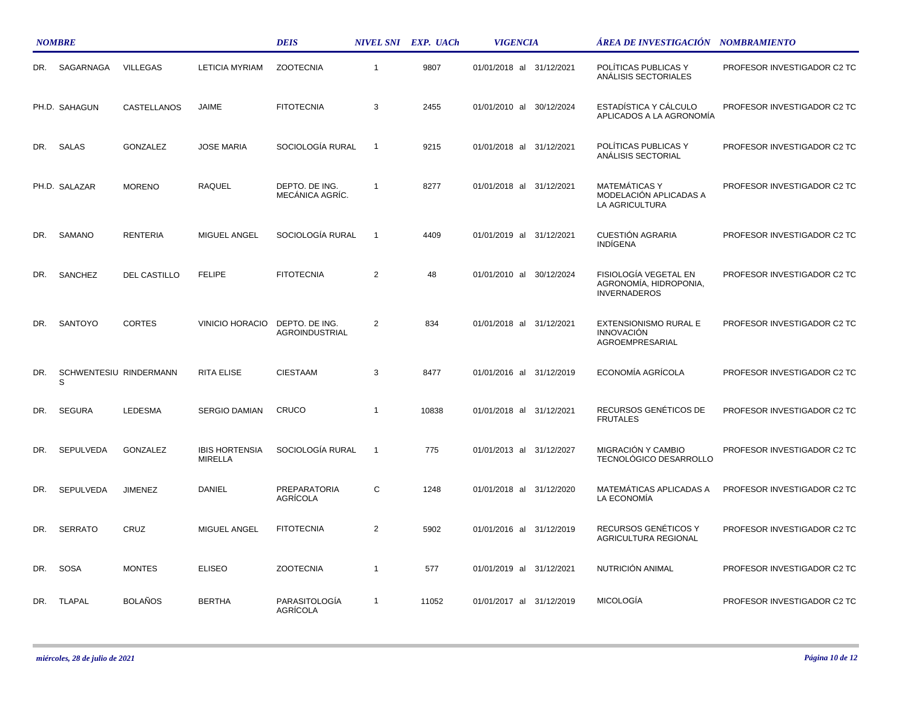| NOMBRE | | | | DEIS | NIVEL SNI | EXP. UACh | VIGENCIA | ÁREA DE INVESTIGACIÓN | NOMBRAMIENTO |
|---|---|---|---|---|---|---|---|---|---|
| DR. | SAGARNAGA | VILLEGAS | LETICIA MYRIAM | ZOOTECNIA | 1 | 9807 | 01/01/2018 al 31/12/2021 | POLÍTICAS PUBLICAS Y ANÁLISIS SECTORIALES | PROFESOR INVESTIGADOR C2 TC |
| PH.D. | SAHAGUN | CASTELLANOS | JAIME | FITOTECNIA | 3 | 2455 | 01/01/2010 al 30/12/2024 | ESTADÍSTICA Y CÁLCULO APLICADOS A LA AGRONOMÍA | PROFESOR INVESTIGADOR C2 TC |
| DR. | SALAS | GONZALEZ | JOSE MARIA | SOCIOLOGÍA RURAL | 1 | 9215 | 01/01/2018 al 31/12/2021 | POLÍTICAS PUBLICAS Y ANÁLISIS SECTORIAL | PROFESOR INVESTIGADOR C2 TC |
| PH.D. | SALAZAR | MORENO | RAQUEL | DEPTO. DE ING. MECÁNICA AGRÍC. | 1 | 8277 | 01/01/2018 al 31/12/2021 | MATEMÁTICAS Y MODELACIÓN APLICADAS A LA AGRICULTURA | PROFESOR INVESTIGADOR C2 TC |
| DR. | SAMANO | RENTERIA | MIGUEL ANGEL | SOCIOLOGÍA RURAL | 1 | 4409 | 01/01/2019 al 31/12/2021 | CUESTIÓN AGRARIA INDÍGENA | PROFESOR INVESTIGADOR C2 TC |
| DR. | SANCHEZ | DEL CASTILLO | FELIPE | FITOTECNIA | 2 | 48 | 01/01/2010 al 30/12/2024 | FISIOLOGÍA VEGETAL EN AGRONOMÍA, HIDROPONIA, INVERNADEROS | PROFESOR INVESTIGADOR C2 TC |
| DR. | SANTOYO | CORTES | VINICIO HORACIO | DEPTO. DE ING. AGROINDUSTRIAL | 2 | 834 | 01/01/2018 al 31/12/2021 | EXTENSIONISMO RURAL E INNOVACIÓN AGROEMPRESARIAL | PROFESOR INVESTIGADOR C2 TC |
| DR. | SCHWENTESIUS | RINDERMANN | RITA ELISE | CIESTAAM | 3 | 8477 | 01/01/2016 al 31/12/2019 | ECONOMÍA AGRÍCOLA | PROFESOR INVESTIGADOR C2 TC |
| DR. | SEGURA | LEDESMA | SERGIO DAMIAN | CRUCO | 1 | 10838 | 01/01/2018 al 31/12/2021 | RECURSOS GENÉTICOS DE FRUTALES | PROFESOR INVESTIGADOR C2 TC |
| DR. | SEPULVEDA | GONZALEZ | IBIS HORTENSIA MIRELLA | SOCIOLOGÍA RURAL | 1 | 775 | 01/01/2013 al 31/12/2027 | MIGRACIÓN Y CAMBIO TECNOLÓGICO DESARROLLO | PROFESOR INVESTIGADOR C2 TC |
| DR. | SEPULVEDA | JIMENEZ | DANIEL | PREPARATORIA AGRÍCOLA | C | 1248 | 01/01/2018 al 31/12/2020 | MATEMÁTICAS APLICADAS A LA ECONOMÍA | PROFESOR INVESTIGADOR C2 TC |
| DR. | SERRATO | CRUZ | MIGUEL ANGEL | FITOTECNIA | 2 | 5902 | 01/01/2016 al 31/12/2019 | RECURSOS GENÉTICOS Y AGRICULTURA REGIONAL | PROFESOR INVESTIGADOR C2 TC |
| DR. | SOSA | MONTES | ELISEO | ZOOTECNIA | 1 | 577 | 01/01/2019 al 31/12/2021 | NUTRICIÓN ANIMAL | PROFESOR INVESTIGADOR C2 TC |
| DR. | TLAPAL | BOLAÑOS | BERTHA | PARASITOLOGÍA AGRÍCOLA | 1 | 11052 | 01/01/2017 al 31/12/2019 | MICOLOGÍA | PROFESOR INVESTIGADOR C2 TC |

*miércoles, 28 de julio de 2021*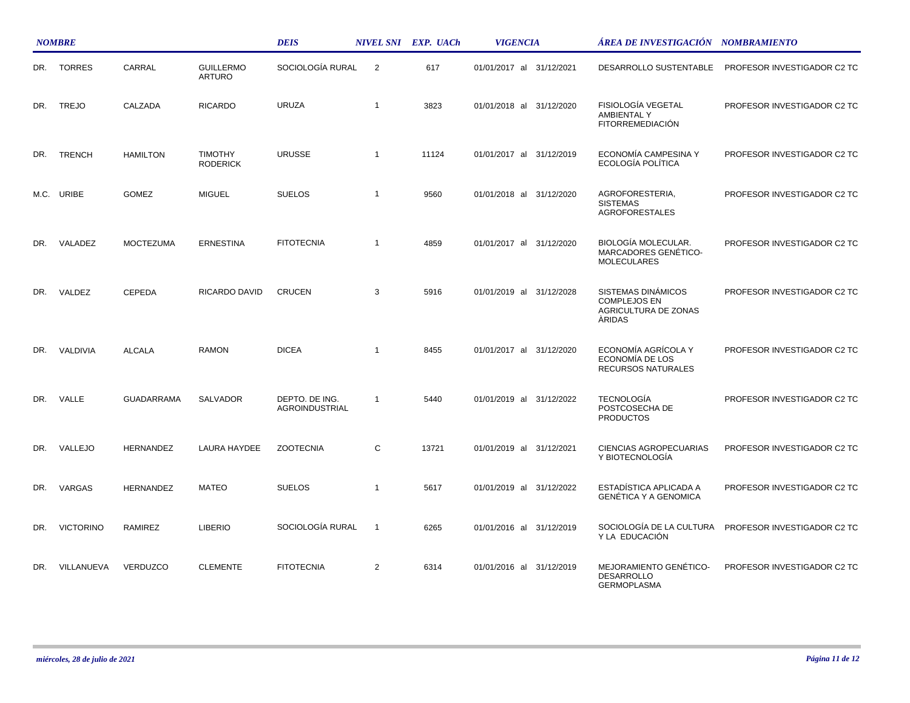| NOMBRE | | | | DEIS | NIVEL SNI | EXP. UACh | VIGENCIA | ÁREA DE INVESTIGACIÓN | NOMBRAMIENTO |
|---|---|---|---|---|---|---|---|---|---|
| DR. | TORRES | CARRAL | GUILLERMO ARTURO | SOCIOLOGÍA RURAL | 2 | 617 | 01/01/2017 al 31/12/2021 | DESARROLLO SUSTENTABLE | PROFESOR INVESTIGADOR C2 TC |
| DR. | TREJO | CALZADA | RICARDO | URUZA | 1 | 3823 | 01/01/2018 al 31/12/2020 | FISIOLOGÍA VEGETAL AMBIENTAL Y FITORREMEDIACIÓN | PROFESOR INVESTIGADOR C2 TC |
| DR. | TRENCH | HAMILTON | TIMOTHY RODERICK | URUSSE | 1 | 11124 | 01/01/2017 al 31/12/2019 | ECONOMÍA CAMPESINA Y ECOLOGÍA POLÍTICA | PROFESOR INVESTIGADOR C2 TC |
| M.C. | URIBE | GOMEZ | MIGUEL | SUELOS | 1 | 9560 | 01/01/2018 al 31/12/2020 | AGROFORESTERIA, SISTEMAS AGROFORESTALES | PROFESOR INVESTIGADOR C2 TC |
| DR. | VALADEZ | MOCTEZUMA | ERNESTINA | FITOTECNIA | 1 | 4859 | 01/01/2017 al 31/12/2020 | BIOLOGÍA MOLECULAR. MARCADORES GENÉTICO-MOLECULARES | PROFESOR INVESTIGADOR C2 TC |
| DR. | VALDEZ | CEPEDA | RICARDO DAVID | CRUCEN | 3 | 5916 | 01/01/2019 al 31/12/2028 | SISTEMAS DINÁMICOS COMPLEJOS EN AGRICULTURA DE ZONAS ÀRIDAS | PROFESOR INVESTIGADOR C2 TC |
| DR. | VALDIVIA | ALCALA | RAMON | DICEA | 1 | 8455 | 01/01/2017 al 31/12/2020 | ECONOMÍA AGRÍCOLA Y ECONOMÍA DE LOS RECURSOS NATURALES | PROFESOR INVESTIGADOR C2 TC |
| DR. | VALLE | GUADARRAMA | SALVADOR | DEPTO. DE ING. AGROINDUSTRIAL | 1 | 5440 | 01/01/2019 al 31/12/2022 | TECNOLOGÍA POSTCOSECHA DE PRODUCTOS | PROFESOR INVESTIGADOR C2 TC |
| DR. | VALLEJO | HERNANDEZ | LAURA HAYDEE | ZOOTECNIA | C | 13721 | 01/01/2019 al 31/12/2021 | CIENCIAS AGROPECUARIAS Y BIOTECNOLOGÍA | PROFESOR INVESTIGADOR C2 TC |
| DR. | VARGAS | HERNANDEZ | MATEO | SUELOS | 1 | 5617 | 01/01/2019 al 31/12/2022 | ESTADÍSTICA APLICADA A GENÉTICA Y A GENOMICA | PROFESOR INVESTIGADOR C2 TC |
| DR. | VICTORINO | RAMIREZ | LIBERIO | SOCIOLOGÍA RURAL | 1 | 6265 | 01/01/2016 al 31/12/2019 | SOCIOLOGÍA DE LA CULTURA Y LA EDUCACIÓN | PROFESOR INVESTIGADOR C2 TC |
| DR. | VILLANUEVA | VERDUZCO | CLEMENTE | FITOTECNIA | 2 | 6314 | 01/01/2016 al 31/12/2019 | MEJORAMIENTO GENÉTICO-DESARROLLO GERMOPLASMA | PROFESOR INVESTIGADOR C2 TC |

*miércoles, 28 de julio de 2021*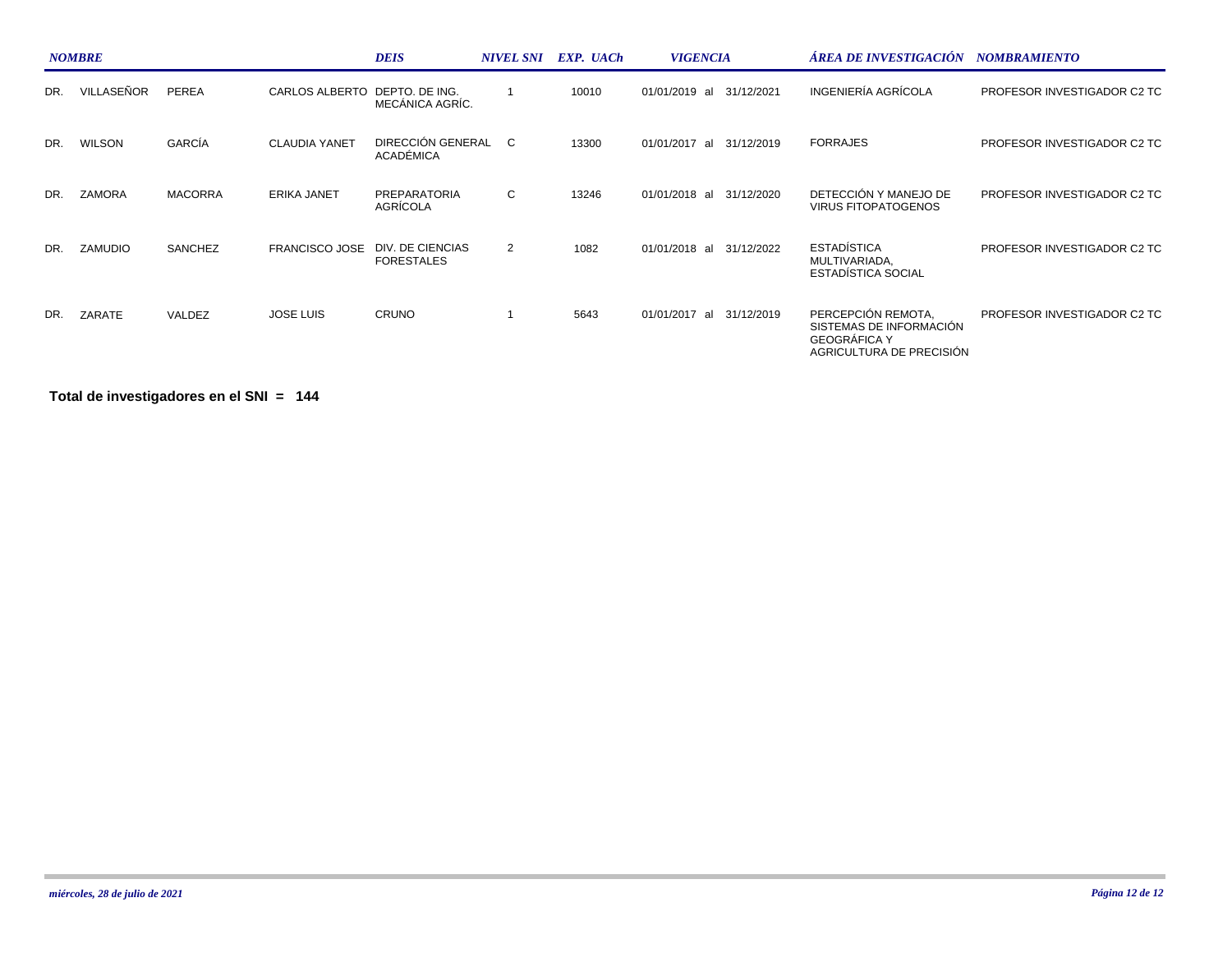| NOMBRE | | | | DEIS | NIVEL SNI | EXP. UACh | VIGENCIA | ÁREA DE INVESTIGACIÓN | NOMBRAMIENTO |
|---|---|---|---|---|---|---|---|---|---|
| DR. | VILLASEÑOR | PEREA | CARLOS ALBERTO | DEPTO. DE ING. MECÁNICA AGRÍC. | 1 | 10010 | 01/01/2019 al 31/12/2021 | INGENIERÍA AGRÍCOLA | PROFESOR INVESTIGADOR C2 TC |
| DR. | WILSON | GARCÍA | CLAUDIA YANET | DIRECCIÓN GENERAL ACADÉMICA | C | 13300 | 01/01/2017 al 31/12/2019 | FORRAJES | PROFESOR INVESTIGADOR C2 TC |
| DR. | ZAMORA | MACORRA | ERIKA JANET | PREPARATORIA AGRÍCOLA | C | 13246 | 01/01/2018 al 31/12/2020 | DETECCIÓN Y MANEJO DE VIRUS FITOPATOGENOS | PROFESOR INVESTIGADOR C2 TC |
| DR. | ZAMUDIO | SANCHEZ | FRANCISCO JOSE | DIV. DE CIENCIAS FORESTALES | 2 | 1082 | 01/01/2018 al 31/12/2022 | ESTADÍSTICA MULTIVARIADA, ESTADÍSTICA SOCIAL | PROFESOR INVESTIGADOR C2 TC |
| DR. | ZARATE | VALDEZ | JOSE LUIS | CRUNO | 1 | 5643 | 01/01/2017 al 31/12/2019 | PERCEPCIÓN REMOTA, SISTEMAS DE INFORMACIÓN GEOGRÁFICA Y AGRICULTURA DE PRECISIÓN | PROFESOR INVESTIGADOR C2 TC |

**Total de investigadores en el SNI = 144**

*miércoles, 28 de julio de 2021*